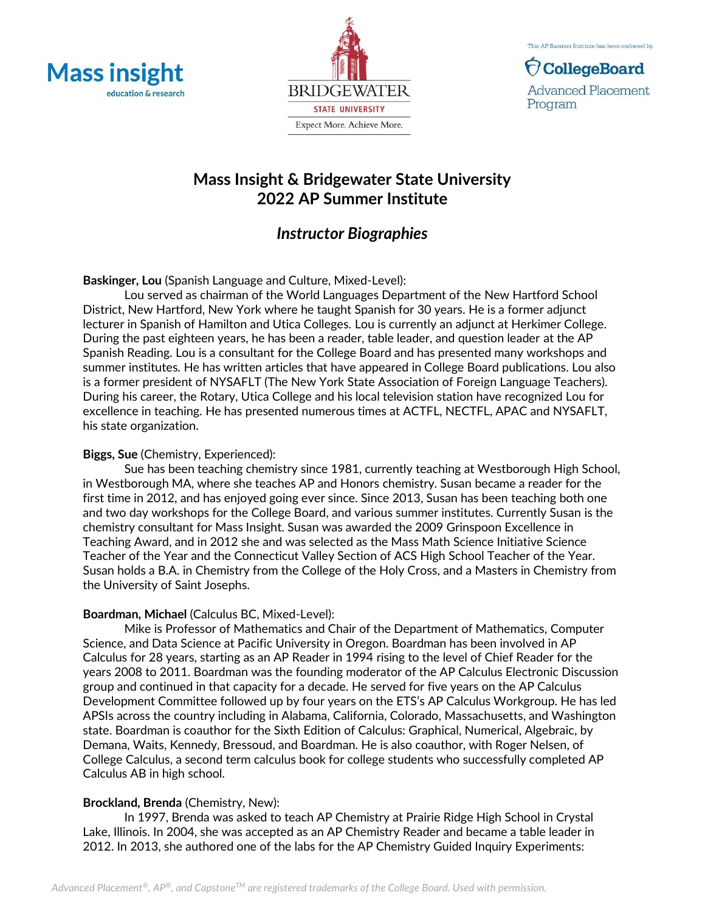# Mass Insight & Bridgewater State University
# 2022 AP Summer Institute

## *Instructor Biographies*

**Baskinger, Lou** (Spanish Language and Culture, Mixed-Level):

Lou served as chairman of the World Languages Department of the New Hartford School District, New Hartford, New York where he taught Spanish for 30 years. He is a former adjunct lecturer in Spanish of Hamilton and Utica Colleges. Lou is currently an adjunct at Herkimer College. During the past eighteen years, he has been a reader, table leader, and question leader at the AP Spanish Reading. Lou is a consultant for the College Board and has presented many workshops and summer institutes. He has written articles that have appeared in College Board publications. Lou also is a former president of NYSAFLT (The New York State Association of Foreign Language Teachers). During his career, the Rotary, Utica College and his local television station have recognized Lou for excellence in teaching. He has presented numerous times at ACTFL, NECTFL, APAC and NYSAFLT, his state organization.

**Biggs, Sue** (Chemistry, Experienced):

Sue has been teaching chemistry since 1981, currently teaching at Westborough High School, in Westborough MA, where she teaches AP and Honors chemistry. Susan became a reader for the first time in 2012, and has enjoyed going ever since. Since 2013, Susan has been teaching both one and two day workshops for the College Board, and various summer institutes. Currently Susan is the chemistry consultant for Mass Insight. Susan was awarded the 2009 Grinspoon Excellence in Teaching Award, and in 2012 she and was selected as the Mass Math Science Initiative Science Teacher of the Year and the Connecticut Valley Section of ACS High School Teacher of the Year. Susan holds a B.A. in Chemistry from the College of the Holy Cross, and a Masters in Chemistry from the University of Saint Josephs.

**Boardman, Michael** (Calculus BC, Mixed-Level):

Mike is Professor of Mathematics and Chair of the Department of Mathematics, Computer Science, and Data Science at Pacific University in Oregon. Boardman has been involved in AP Calculus for 28 years, starting as an AP Reader in 1994 rising to the level of Chief Reader for the years 2008 to 2011. Boardman was the founding moderator of the AP Calculus Electronic Discussion group and continued in that capacity for a decade. He served for five years on the AP Calculus Development Committee followed up by four years on the ETS's AP Calculus Workgroup. He has led APSIs across the country including in Alabama, California, Colorado, Massachusetts, and Washington state. Boardman is coauthor for the Sixth Edition of Calculus: Graphical, Numerical, Algebraic, by Demana, Waits, Kennedy, Bressoud, and Boardman. He is also coauthor, with Roger Nelsen, of College Calculus, a second term calculus book for college students who successfully completed AP Calculus AB in high school.

**Brockland, Brenda** (Chemistry, New):

In 1997, Brenda was asked to teach AP Chemistry at Prairie Ridge High School in Crystal Lake, Illinois. In 2004, she was accepted as an AP Chemistry Reader and became a table leader in 2012. In 2013, she authored one of the labs for the AP Chemistry Guided Inquiry Experiments: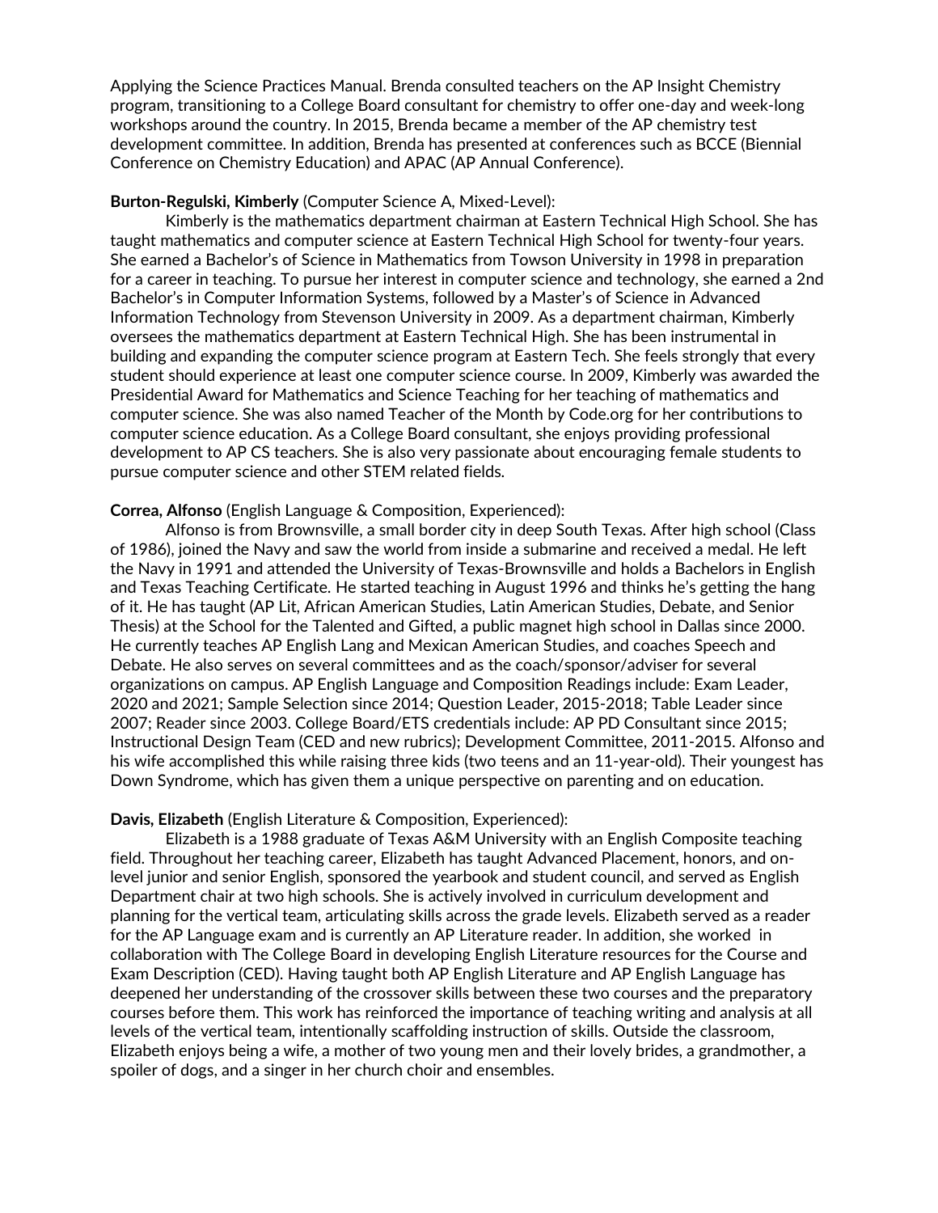Applying the Science Practices Manual. Brenda consulted teachers on the AP Insight Chemistry program, transitioning to a College Board consultant for chemistry to offer one-day and week-long workshops around the country. In 2015, Brenda became a member of the AP chemistry test development committee. In addition, Brenda has presented at conferences such as BCCE (Biennial Conference on Chemistry Education) and APAC (AP Annual Conference).

**Burton-Regulski, Kimberly** (Computer Science A, Mixed-Level):

Kimberly is the mathematics department chairman at Eastern Technical High School. She has taught mathematics and computer science at Eastern Technical High School for twenty-four years. She earned a Bachelor's of Science in Mathematics from Towson University in 1998 in preparation for a career in teaching. To pursue her interest in computer science and technology, she earned a 2nd Bachelor's in Computer Information Systems, followed by a Master's of Science in Advanced Information Technology from Stevenson University in 2009. As a department chairman, Kimberly oversees the mathematics department at Eastern Technical High. She has been instrumental in building and expanding the computer science program at Eastern Tech. She feels strongly that every student should experience at least one computer science course. In 2009, Kimberly was awarded the Presidential Award for Mathematics and Science Teaching for her teaching of mathematics and computer science. She was also named Teacher of the Month by Code.org for her contributions to computer science education. As a College Board consultant, she enjoys providing professional development to AP CS teachers. She is also very passionate about encouraging female students to pursue computer science and other STEM related fields.

**Correa, Alfonso** (English Language & Composition, Experienced):

Alfonso is from Brownsville, a small border city in deep South Texas. After high school (Class of 1986), joined the Navy and saw the world from inside a submarine and received a medal. He left the Navy in 1991 and attended the University of Texas-Brownsville and holds a Bachelors in English and Texas Teaching Certificate. He started teaching in August 1996 and thinks he's getting the hang of it. He has taught (AP Lit, African American Studies, Latin American Studies, Debate, and Senior Thesis) at the School for the Talented and Gifted, a public magnet high school in Dallas since 2000. He currently teaches AP English Lang and Mexican American Studies, and coaches Speech and Debate. He also serves on several committees and as the coach/sponsor/adviser for several organizations on campus. AP English Language and Composition Readings include: Exam Leader, 2020 and 2021; Sample Selection since 2014; Question Leader, 2015-2018; Table Leader since 2007; Reader since 2003. College Board/ETS credentials include: AP PD Consultant since 2015; Instructional Design Team (CED and new rubrics); Development Committee, 2011-2015. Alfonso and his wife accomplished this while raising three kids (two teens and an 11-year-old). Their youngest has Down Syndrome, which has given them a unique perspective on parenting and on education.

**Davis, Elizabeth** (English Literature & Composition, Experienced):

Elizabeth is a 1988 graduate of Texas A&M University with an English Composite teaching field. Throughout her teaching career, Elizabeth has taught Advanced Placement, honors, and on-level junior and senior English, sponsored the yearbook and student council, and served as English Department chair at two high schools. She is actively involved in curriculum development and planning for the vertical team, articulating skills across the grade levels. Elizabeth served as a reader for the AP Language exam and is currently an AP Literature reader. In addition, she worked in collaboration with The College Board in developing English Literature resources for the Course and Exam Description (CED). Having taught both AP English Literature and AP English Language has deepened her understanding of the crossover skills between these two courses and the preparatory courses before them. This work has reinforced the importance of teaching writing and analysis at all levels of the vertical team, intentionally scaffolding instruction of skills. Outside the classroom, Elizabeth enjoys being a wife, a mother of two young men and their lovely brides, a grandmother, a spoiler of dogs, and a singer in her church choir and ensembles.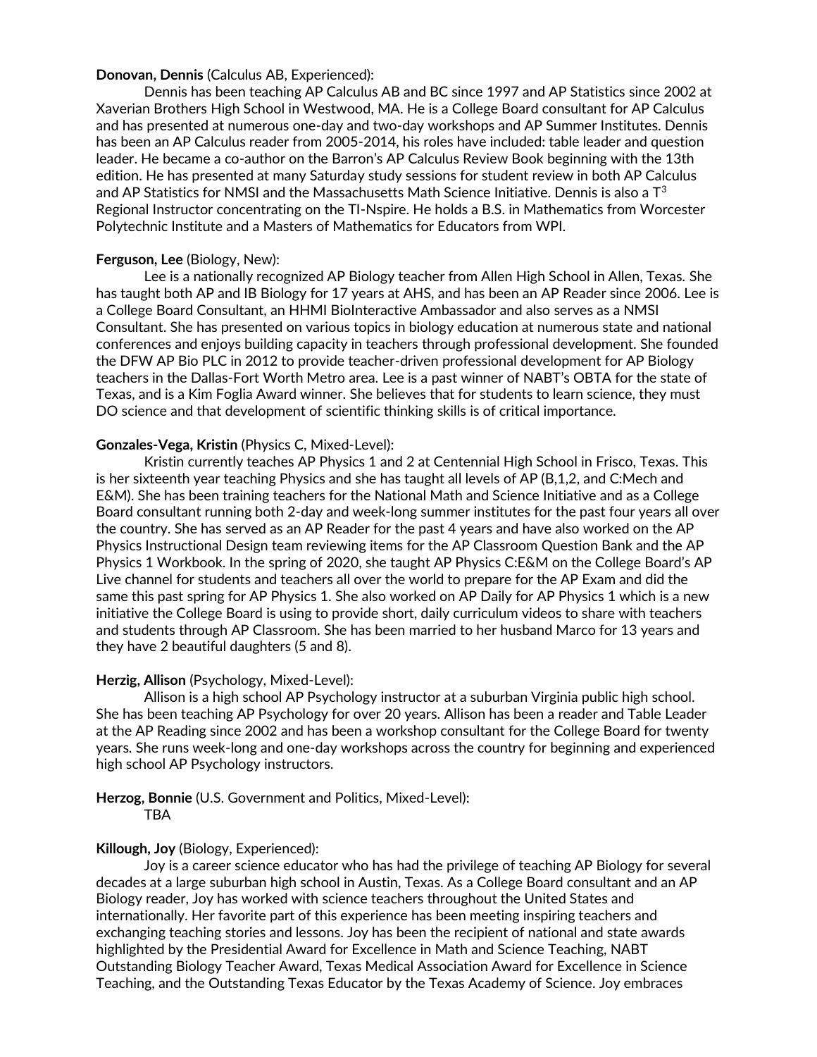**Donovan, Dennis** (Calculus AB, Experienced):

Dennis has been teaching AP Calculus AB and BC since 1997 and AP Statistics since 2002 at Xaverian Brothers High School in Westwood, MA. He is a College Board consultant for AP Calculus and has presented at numerous one-day and two-day workshops and AP Summer Institutes. Dennis has been an AP Calculus reader from 2005-2014, his roles have included: table leader and question leader. He became a co-author on the Barron's AP Calculus Review Book beginning with the 13th edition. He has presented at many Saturday study sessions for student review in both AP Calculus and AP Statistics for NMSI and the Massachusetts Math Science Initiative. Dennis is also a $T^3$ Regional Instructor concentrating on the TI-Nspire. He holds a B.S. in Mathematics from Worcester Polytechnic Institute and a Masters of Mathematics for Educators from WPI.

**Ferguson, Lee** (Biology, New):

Lee is a nationally recognized AP Biology teacher from Allen High School in Allen, Texas. She has taught both AP and IB Biology for 17 years at AHS, and has been an AP Reader since 2006. Lee is a College Board Consultant, an HHMI BioInteractive Ambassador and also serves as a NMSI Consultant. She has presented on various topics in biology education at numerous state and national conferences and enjoys building capacity in teachers through professional development. She founded the DFW AP Bio PLC in 2012 to provide teacher-driven professional development for AP Biology teachers in the Dallas-Fort Worth Metro area. Lee is a past winner of NABT's OBTA for the state of Texas, and is a Kim Foglia Award winner. She believes that for students to learn science, they must DO science and that development of scientific thinking skills is of critical importance.

**Gonzales-Vega, Kristin** (Physics C, Mixed-Level):

Kristin currently teaches AP Physics 1 and 2 at Centennial High School in Frisco, Texas. This is her sixteenth year teaching Physics and she has taught all levels of AP (B,1,2, and C:Mech and E&M). She has been training teachers for the National Math and Science Initiative and as a College Board consultant running both 2-day and week-long summer institutes for the past four years all over the country. She has served as an AP Reader for the past 4 years and have also worked on the AP Physics Instructional Design team reviewing items for the AP Classroom Question Bank and the AP Physics 1 Workbook. In the spring of 2020, she taught AP Physics C:E&M on the College Board's AP Live channel for students and teachers all over the world to prepare for the AP Exam and did the same this past spring for AP Physics 1. She also worked on AP Daily for AP Physics 1 which is a new initiative the College Board is using to provide short, daily curriculum videos to share with teachers and students through AP Classroom. She has been married to her husband Marco for 13 years and they have 2 beautiful daughters (5 and 8).

**Herzig, Allison** (Psychology, Mixed-Level):

Allison is a high school AP Psychology instructor at a suburban Virginia public high school. She has been teaching AP Psychology for over 20 years. Allison has been a reader and Table Leader at the AP Reading since 2002 and has been a workshop consultant for the College Board for twenty years. She runs week-long and one-day workshops across the country for beginning and experienced high school AP Psychology instructors.

**Herzog, Bonnie** (U.S. Government and Politics, Mixed-Level):

TBA

**Killough, Joy** (Biology, Experienced):

Joy is a career science educator who has had the privilege of teaching AP Biology for several decades at a large suburban high school in Austin, Texas. As a College Board consultant and an AP Biology reader, Joy has worked with science teachers throughout the United States and internationally. Her favorite part of this experience has been meeting inspiring teachers and exchanging teaching stories and lessons. Joy has been the recipient of national and state awards highlighted by the Presidential Award for Excellence in Math and Science Teaching, NABT Outstanding Biology Teacher Award, Texas Medical Association Award for Excellence in Science Teaching, and the Outstanding Texas Educator by the Texas Academy of Science. Joy embraces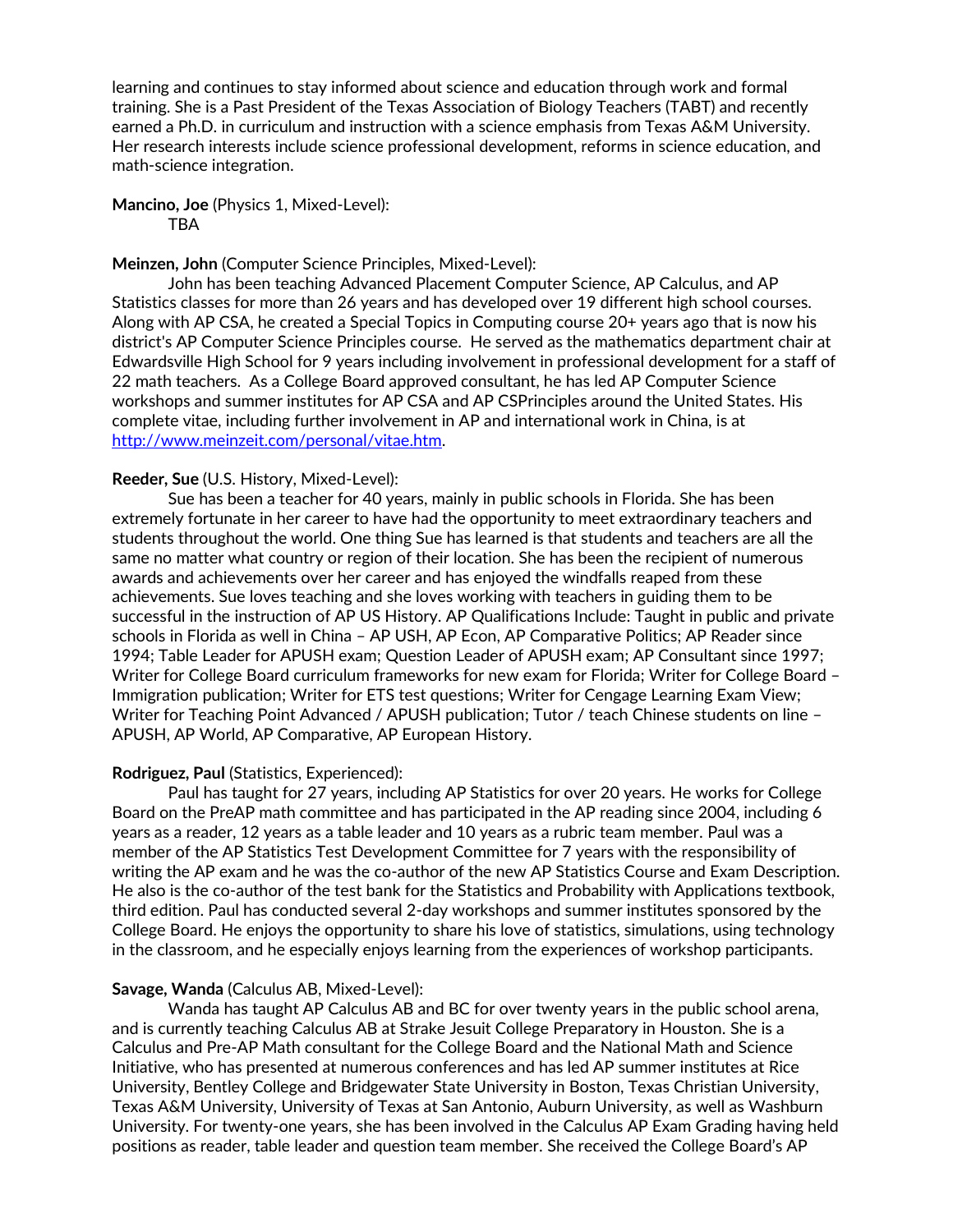learning and continues to stay informed about science and education through work and formal training. She is a Past President of the Texas Association of Biology Teachers (TABT) and recently earned a Ph.D. in curriculum and instruction with a science emphasis from Texas A&M University. Her research interests include science professional development, reforms in science education, and math-science integration.

**Mancino, Joe** (Physics 1, Mixed-Level):

TBA

**Meinzen, John** (Computer Science Principles, Mixed-Level):

John has been teaching Advanced Placement Computer Science, AP Calculus, and AP Statistics classes for more than 26 years and has developed over 19 different high school courses. Along with AP CSA, he created a Special Topics in Computing course 20+ years ago that is now his district's AP Computer Science Principles course. He served as the mathematics department chair at Edwardsville High School for 9 years including involvement in professional development for a staff of 22 math teachers. As a College Board approved consultant, he has led AP Computer Science workshops and summer institutes for AP CSA and AP CSPrinciples around the United States. His complete vitae, including further involvement in AP and international work in China, is at http://www.meinzeit.com/personal/vitae.htm.

**Reeder, Sue** (U.S. History, Mixed-Level):

Sue has been a teacher for 40 years, mainly in public schools in Florida. She has been extremely fortunate in her career to have had the opportunity to meet extraordinary teachers and students throughout the world. One thing Sue has learned is that students and teachers are all the same no matter what country or region of their location. She has been the recipient of numerous awards and achievements over her career and has enjoyed the windfalls reaped from these achievements. Sue loves teaching and she loves working with teachers in guiding them to be successful in the instruction of AP US History. AP Qualifications Include: Taught in public and private schools in Florida as well in China – AP USH, AP Econ, AP Comparative Politics; AP Reader since 1994; Table Leader for APUSH exam; Question Leader of APUSH exam; AP Consultant since 1997; Writer for College Board curriculum frameworks for new exam for Florida; Writer for College Board – Immigration publication; Writer for ETS test questions; Writer for Cengage Learning Exam View; Writer for Teaching Point Advanced / APUSH publication; Tutor / teach Chinese students on line – APUSH, AP World, AP Comparative, AP European History.

**Rodriguez, Paul** (Statistics, Experienced):

Paul has taught for 27 years, including AP Statistics for over 20 years. He works for College Board on the PreAP math committee and has participated in the AP reading since 2004, including 6 years as a reader, 12 years as a table leader and 10 years as a rubric team member. Paul was a member of the AP Statistics Test Development Committee for 7 years with the responsibility of writing the AP exam and he was the co-author of the new AP Statistics Course and Exam Description. He also is the co-author of the test bank for the Statistics and Probability with Applications textbook, third edition. Paul has conducted several 2-day workshops and summer institutes sponsored by the College Board. He enjoys the opportunity to share his love of statistics, simulations, using technology in the classroom, and he especially enjoys learning from the experiences of workshop participants.

**Savage, Wanda** (Calculus AB, Mixed-Level):

Wanda has taught AP Calculus AB and BC for over twenty years in the public school arena, and is currently teaching Calculus AB at Strake Jesuit College Preparatory in Houston. She is a Calculus and Pre-AP Math consultant for the College Board and the National Math and Science Initiative, who has presented at numerous conferences and has led AP summer institutes at Rice University, Bentley College and Bridgewater State University in Boston, Texas Christian University, Texas A&M University, University of Texas at San Antonio, Auburn University, as well as Washburn University. For twenty-one years, she has been involved in the Calculus AP Exam Grading having held positions as reader, table leader and question team member. She received the College Board's AP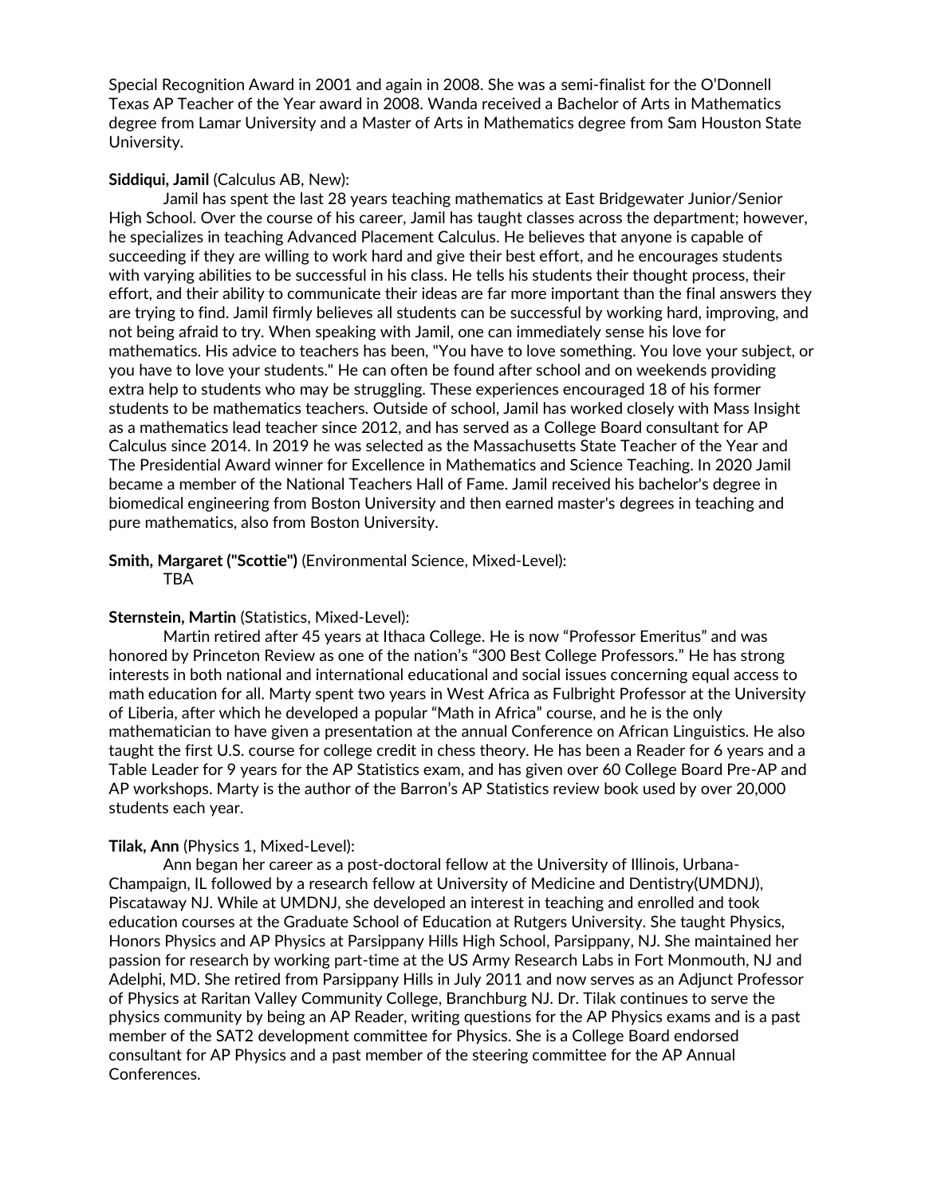Special Recognition Award in 2001 and again in 2008. She was a semi-finalist for the O'Donnell Texas AP Teacher of the Year award in 2008. Wanda received a Bachelor of Arts in Mathematics degree from Lamar University and a Master of Arts in Mathematics degree from Sam Houston State University.

**Siddiqui, Jamil** (Calculus AB, New):

Jamil has spent the last 28 years teaching mathematics at East Bridgewater Junior/Senior High School. Over the course of his career, Jamil has taught classes across the department; however, he specializes in teaching Advanced Placement Calculus. He believes that anyone is capable of succeeding if they are willing to work hard and give their best effort, and he encourages students with varying abilities to be successful in his class. He tells his students their thought process, their effort, and their ability to communicate their ideas are far more important than the final answers they are trying to find. Jamil firmly believes all students can be successful by working hard, improving, and not being afraid to try. When speaking with Jamil, one can immediately sense his love for mathematics. His advice to teachers has been, "You have to love something. You love your subject, or you have to love your students." He can often be found after school and on weekends providing extra help to students who may be struggling. These experiences encouraged 18 of his former students to be mathematics teachers. Outside of school, Jamil has worked closely with Mass Insight as a mathematics lead teacher since 2012, and has served as a College Board consultant for AP Calculus since 2014. In 2019 he was selected as the Massachusetts State Teacher of the Year and The Presidential Award winner for Excellence in Mathematics and Science Teaching. In 2020 Jamil became a member of the National Teachers Hall of Fame. Jamil received his bachelor's degree in biomedical engineering from Boston University and then earned master's degrees in teaching and pure mathematics, also from Boston University.

**Smith, Margaret ("Scottie")** (Environmental Science, Mixed-Level):

TBA

**Sternstein, Martin** (Statistics, Mixed-Level):

Martin retired after 45 years at Ithaca College. He is now "Professor Emeritus" and was honored by Princeton Review as one of the nation's "300 Best College Professors." He has strong interests in both national and international educational and social issues concerning equal access to math education for all. Marty spent two years in West Africa as Fulbright Professor at the University of Liberia, after which he developed a popular "Math in Africa" course, and he is the only mathematician to have given a presentation at the annual Conference on African Linguistics. He also taught the first U.S. course for college credit in chess theory. He has been a Reader for 6 years and a Table Leader for 9 years for the AP Statistics exam, and has given over 60 College Board Pre-AP and AP workshops. Marty is the author of the Barron's AP Statistics review book used by over 20,000 students each year.

**Tilak, Ann** (Physics 1, Mixed-Level):

Ann began her career as a post-doctoral fellow at the University of Illinois, Urbana-Champaign, IL followed by a research fellow at University of Medicine and Dentistry(UMDNJ), Piscataway NJ. While at UMDNJ, she developed an interest in teaching and enrolled and took education courses at the Graduate School of Education at Rutgers University. She taught Physics, Honors Physics and AP Physics at Parsippany Hills High School, Parsippany, NJ. She maintained her passion for research by working part-time at the US Army Research Labs in Fort Monmouth, NJ and Adelphi, MD. She retired from Parsippany Hills in July 2011 and now serves as an Adjunct Professor of Physics at Raritan Valley Community College, Branchburg NJ. Dr. Tilak continues to serve the physics community by being an AP Reader, writing questions for the AP Physics exams and is a past member of the SAT2 development committee for Physics. She is a College Board endorsed consultant for AP Physics and a past member of the steering committee for the AP Annual Conferences.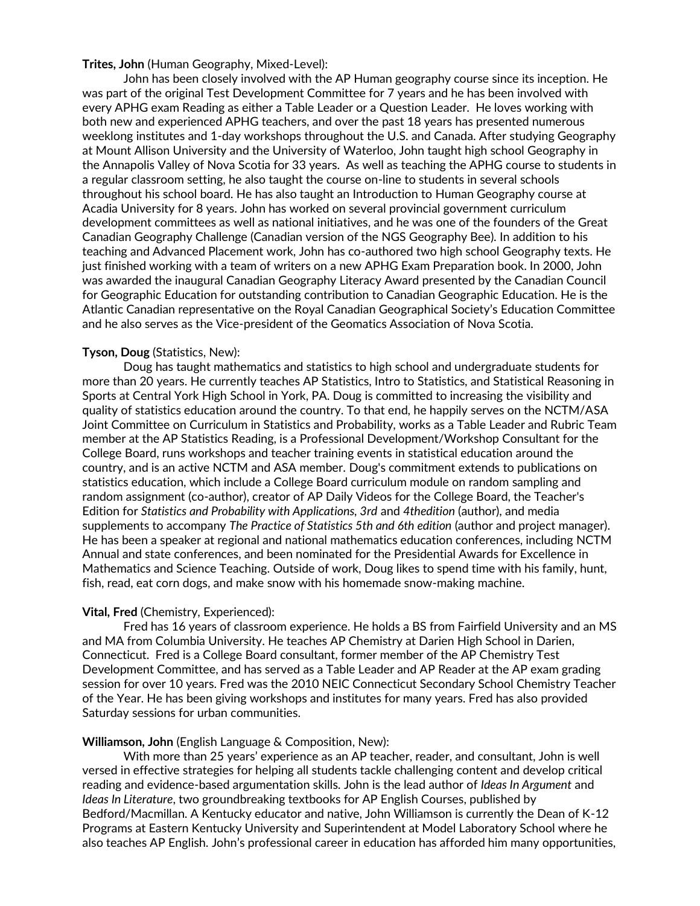**Trites, John** (Human Geography, Mixed-Level):

John has been closely involved with the AP Human geography course since its inception. He was part of the original Test Development Committee for 7 years and he has been involved with every APHG exam Reading as either a Table Leader or a Question Leader. He loves working with both new and experienced APHG teachers, and over the past 18 years has presented numerous weeklong institutes and 1-day workshops throughout the U.S. and Canada. After studying Geography at Mount Allison University and the University of Waterloo, John taught high school Geography in the Annapolis Valley of Nova Scotia for 33 years. As well as teaching the APHG course to students in a regular classroom setting, he also taught the course on-line to students in several schools throughout his school board. He has also taught an Introduction to Human Geography course at Acadia University for 8 years. John has worked on several provincial government curriculum development committees as well as national initiatives, and he was one of the founders of the Great Canadian Geography Challenge (Canadian version of the NGS Geography Bee). In addition to his teaching and Advanced Placement work, John has co-authored two high school Geography texts. He just finished working with a team of writers on a new APHG Exam Preparation book. In 2000, John was awarded the inaugural Canadian Geography Literacy Award presented by the Canadian Council for Geographic Education for outstanding contribution to Canadian Geographic Education. He is the Atlantic Canadian representative on the Royal Canadian Geographical Society's Education Committee and he also serves as the Vice-president of the Geomatics Association of Nova Scotia.

**Tyson, Doug** (Statistics, New):

Doug has taught mathematics and statistics to high school and undergraduate students for more than 20 years. He currently teaches AP Statistics, Intro to Statistics, and Statistical Reasoning in Sports at Central York High School in York, PA. Doug is committed to increasing the visibility and quality of statistics education around the country. To that end, he happily serves on the NCTM/ASA Joint Committee on Curriculum in Statistics and Probability, works as a Table Leader and Rubric Team member at the AP Statistics Reading, is a Professional Development/Workshop Consultant for the College Board, runs workshops and teacher training events in statistical education around the country, and is an active NCTM and ASA member. Doug's commitment extends to publications on statistics education, which include a College Board curriculum module on random sampling and random assignment (co-author), creator of AP Daily Videos for the College Board, the Teacher's Edition for *Statistics and Probability with Applications, 3rd* and *4thedition* (author), and media supplements to accompany *The Practice of Statistics 5th and 6th edition* (author and project manager). He has been a speaker at regional and national mathematics education conferences, including NCTM Annual and state conferences, and been nominated for the Presidential Awards for Excellence in Mathematics and Science Teaching. Outside of work, Doug likes to spend time with his family, hunt, fish, read, eat corn dogs, and make snow with his homemade snow-making machine.

**Vital, Fred** (Chemistry, Experienced):

Fred has 16 years of classroom experience. He holds a BS from Fairfield University and an MS and MA from Columbia University. He teaches AP Chemistry at Darien High School in Darien, Connecticut. Fred is a College Board consultant, former member of the AP Chemistry Test Development Committee, and has served as a Table Leader and AP Reader at the AP exam grading session for over 10 years. Fred was the 2010 NEIC Connecticut Secondary School Chemistry Teacher of the Year. He has been giving workshops and institutes for many years. Fred has also provided Saturday sessions for urban communities.

**Williamson, John** (English Language & Composition, New):

With more than 25 years' experience as an AP teacher, reader, and consultant, John is well versed in effective strategies for helping all students tackle challenging content and develop critical reading and evidence-based argumentation skills. John is the lead author of *Ideas In Argument* and *Ideas In Literature*, two groundbreaking textbooks for AP English Courses, published by Bedford/Macmillan. A Kentucky educator and native, John Williamson is currently the Dean of K-12 Programs at Eastern Kentucky University and Superintendent at Model Laboratory School where he also teaches AP English. John's professional career in education has afforded him many opportunities,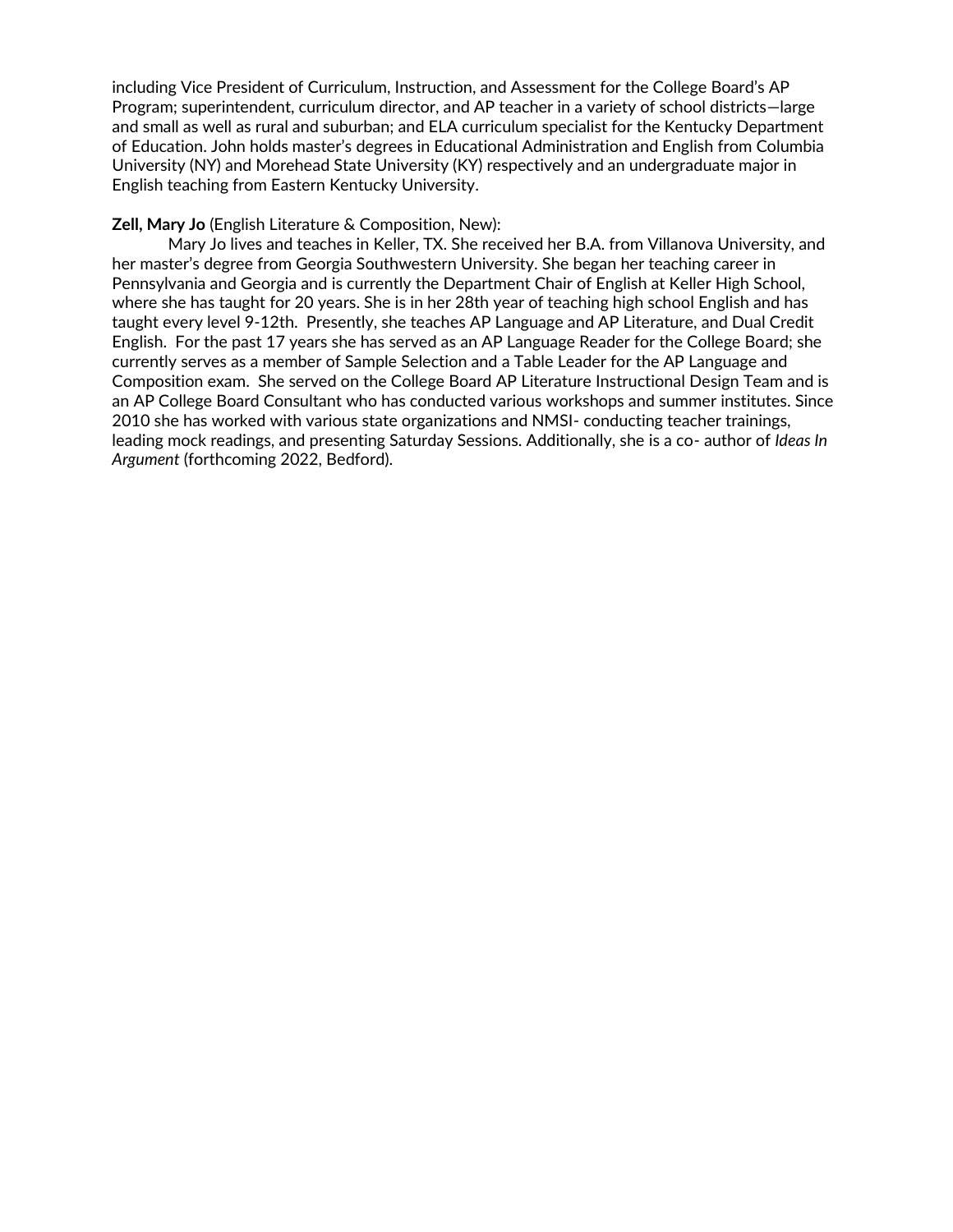including Vice President of Curriculum, Instruction, and Assessment for the College Board's AP Program; superintendent, curriculum director, and AP teacher in a variety of school districts—large and small as well as rural and suburban; and ELA curriculum specialist for the Kentucky Department of Education. John holds master's degrees in Educational Administration and English from Columbia University (NY) and Morehead State University (KY) respectively and an undergraduate major in English teaching from Eastern Kentucky University.

**Zell, Mary Jo** (English Literature & Composition, New):

Mary Jo lives and teaches in Keller, TX. She received her B.A. from Villanova University, and her master's degree from Georgia Southwestern University. She began her teaching career in Pennsylvania and Georgia and is currently the Department Chair of English at Keller High School, where she has taught for 20 years. She is in her 28th year of teaching high school English and has taught every level 9-12th. Presently, she teaches AP Language and AP Literature, and Dual Credit English. For the past 17 years she has served as an AP Language Reader for the College Board; she currently serves as a member of Sample Selection and a Table Leader for the AP Language and Composition exam. She served on the College Board AP Literature Instructional Design Team and is an AP College Board Consultant who has conducted various workshops and summer institutes. Since 2010 she has worked with various state organizations and NMSI- conducting teacher trainings, leading mock readings, and presenting Saturday Sessions. Additionally, she is a co- author of *Ideas In Argument* (forthcoming 2022, Bedford).